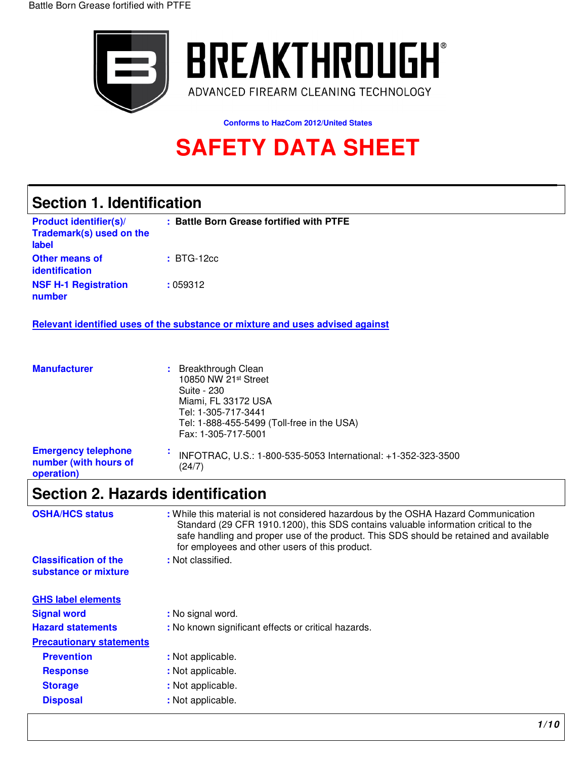BREAKTHROUGH®

ADVANCED FIREARM CLEANING TECHNOLOGY

Conforms to HazCom 2012/United States

# SAFETY DATA SHEET

## Section 1. Identification

**Product identifier(s)/ Trademark(s) used on the label** : **Battle Born Grease fortified with PTFE**

**Other means of identification** : BTG-12cc

**NSF H-1 Registration number** : 059312

**Relevant identified uses of the substance or mixture and uses advised against**

**Manufacturer** : Breakthrough Clean
10850 NW 21st Street
Suite - 230
Miami, FL 33172 USA
Tel: 1-305-717-3441
Tel: 1-888-455-5499 (Toll-free in the USA)
Fax: 1-305-717-5001

**Emergency telephone number (with hours of operation)** : INFOTRAC, U.S.: 1-800-535-5053 International: +1-352-323-3500 (24/7)

## Section 2. Hazards identification

**OSHA/HCS status** : While this material is not considered hazardous by the OSHA Hazard Communication Standard (29 CFR 1910.1200), this SDS contains valuable information critical to the safe handling and proper use of the product. This SDS should be retained and available for employees and other users of this product.

**Classification of the substance or mixture** : Not classified.

**GHS label elements**

**Signal word** : No signal word.

**Hazard statements** : No known significant effects or critical hazards.

**Precautionary statements**

**Prevention** : Not applicable.

**Response** : Not applicable.

**Storage** : Not applicable.

**Disposal** : Not applicable.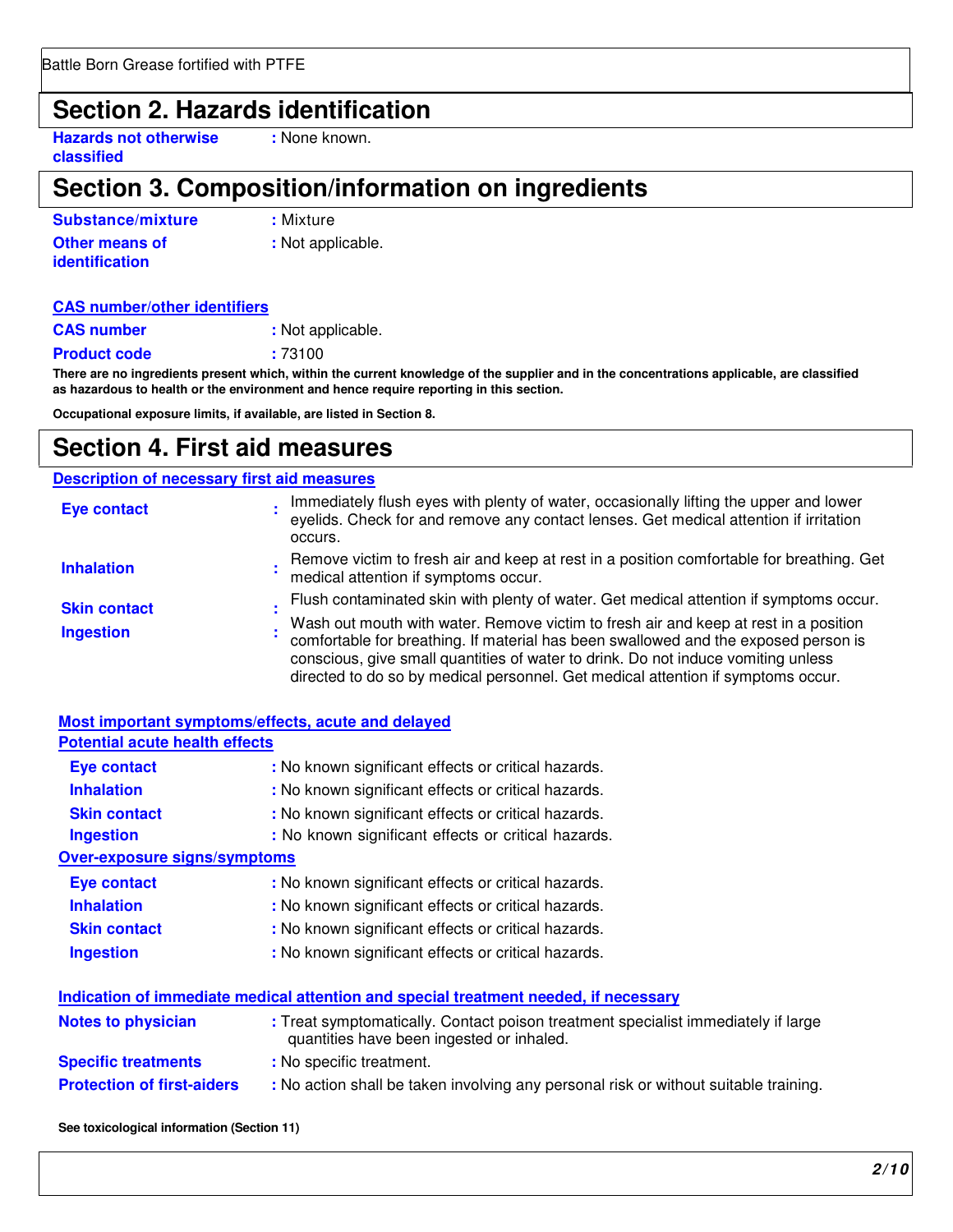## Section 2. Hazards identification

**Hazards not otherwise classified** : None known.

## Section 3. Composition/information on ingredients

**Substance/mixture** : Mixture

**Other means of identification** : Not applicable.

**CAS number/other identifiers**

**CAS number** : Not applicable.

**Product code** : 73100

**There are no ingredients present which, within the current knowledge of the supplier and in the concentrations applicable, are classified as hazardous to health or the environment and hence require reporting in this section.**

**Occupational exposure limits, if available, are listed in Section 8.**

## Section 4. First aid measures

**Description of necessary first aid measures**

**Eye contact** : Immediately flush eyes with plenty of water, occasionally lifting the upper and lower eyelids. Check for and remove any contact lenses. Get medical attention if irritation occurs.

**Inhalation** : Remove victim to fresh air and keep at rest in a position comfortable for breathing. Get medical attention if symptoms occur.

**Skin contact** : Flush contaminated skin with plenty of water. Get medical attention if symptoms occur.

**Ingestion** : Wash out mouth with water. Remove victim to fresh air and keep at rest in a position comfortable for breathing. If material has been swallowed and the exposed person is conscious, give small quantities of water to drink. Do not induce vomiting unless directed to do so by medical personnel. Get medical attention if symptoms occur.

**Most important symptoms/effects, acute and delayed**

**Potential acute health effects**

**Eye contact** : No known significant effects or critical hazards.

**Inhalation** : No known significant effects or critical hazards.

**Skin contact** : No known significant effects or critical hazards.

**Ingestion** : No known significant effects or critical hazards.

**Over-exposure signs/symptoms**

**Eye contact** : No known significant effects or critical hazards.

**Inhalation** : No known significant effects or critical hazards.

**Skin contact** : No known significant effects or critical hazards.

**Ingestion** : No known significant effects or critical hazards.

**Indication of immediate medical attention and special treatment needed, if necessary**

**Notes to physician** : Treat symptomatically. Contact poison treatment specialist immediately if large quantities have been ingested or inhaled.

**Specific treatments** : No specific treatment.

**Protection of first-aiders** : No action shall be taken involving any personal risk or without suitable training.

**See toxicological information (Section 11)**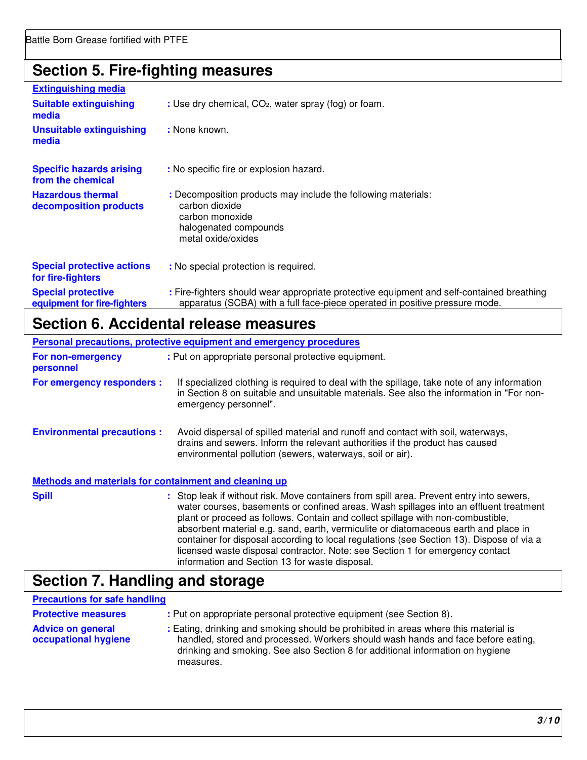## Section 5. Fire-fighting measures

**Extinguishing media**

**Suitable extinguishing media** : Use dry chemical, $CO_2$, water spray (fog) or foam.

**Unsuitable extinguishing media** : None known.

**Specific hazards arising from the chemical** : No specific fire or explosion hazard.

**Hazardous thermal decomposition products** : Decomposition products may include the following materials:
carbon dioxide
carbon monoxide
halogenated compounds
metal oxide/oxides

**Special protective actions for fire-fighters** : No special protection is required.

**Special protective equipment for fire-fighters** : Fire-fighters should wear appropriate protective equipment and self-contained breathing apparatus (SCBA) with a full face-piece operated in positive pressure mode.

## Section 6. Accidental release measures

**Personal precautions, protective equipment and emergency procedures**

**For non-emergency personnel** : Put on appropriate personal protective equipment.

**For emergency responders :** If specialized clothing is required to deal with the spillage, take note of any information in Section 8 on suitable and unsuitable materials. See also the information in "For non-emergency personnel".

**Environmental precautions :** Avoid dispersal of spilled material and runoff and contact with soil, waterways, drains and sewers. Inform the relevant authorities if the product has caused environmental pollution (sewers, waterways, soil or air).

**Methods and materials for containment and cleaning up**

**Spill** : Stop leak if without risk. Move containers from spill area. Prevent entry into sewers, water courses, basements or confined areas. Wash spillages into an effluent treatment plant or proceed as follows. Contain and collect spillage with non-combustible, absorbent material e.g. sand, earth, vermiculite or diatomaceous earth and place in container for disposal according to local regulations (see Section 13). Dispose of via a licensed waste disposal contractor. Note: see Section 1 for emergency contact information and Section 13 for waste disposal.

## Section 7. Handling and storage

**Precautions for safe handling**

**Protective measures** : Put on appropriate personal protective equipment (see Section 8).

**Advice on general occupational hygiene** : Eating, drinking and smoking should be prohibited in areas where this material is handled, stored and processed. Workers should wash hands and face before eating, drinking and smoking. See also Section 8 for additional information on hygiene measures.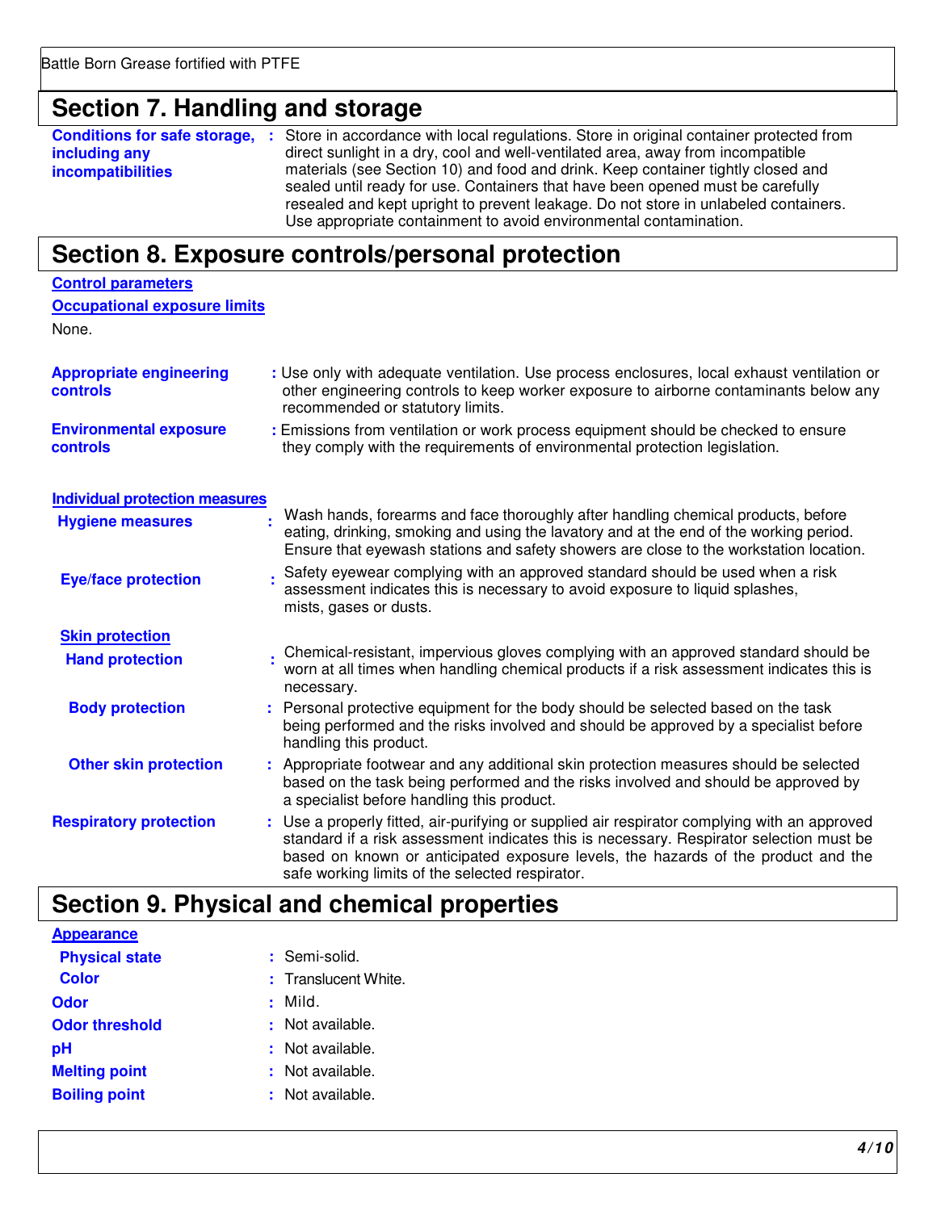## Section 7. Handling and storage

**Conditions for safe storage, including any incompatibilities** : Store in accordance with local regulations. Store in original container protected from direct sunlight in a dry, cool and well-ventilated area, away from incompatible materials (see Section 10) and food and drink. Keep container tightly closed and sealed until ready for use. Containers that have been opened must be carefully resealed and kept upright to prevent leakage. Do not store in unlabeled containers. Use appropriate containment to avoid environmental contamination.

## Section 8. Exposure controls/personal protection

**Control parameters**

**Occupational exposure limits**

None.

**Appropriate engineering controls** : Use only with adequate ventilation. Use process enclosures, local exhaust ventilation or other engineering controls to keep worker exposure to airborne contaminants below any recommended or statutory limits.

**Environmental exposure controls** : Emissions from ventilation or work process equipment should be checked to ensure they comply with the requirements of environmental protection legislation.

**Individual protection measures**

**Hygiene measures** : Wash hands, forearms and face thoroughly after handling chemical products, before eating, drinking, smoking and using the lavatory and at the end of the working period. Ensure that eyewash stations and safety showers are close to the workstation location.

**Eye/face protection** : Safety eyewear complying with an approved standard should be used when a risk assessment indicates this is necessary to avoid exposure to liquid splashes, mists, gases or dusts.

**Skin protection**

**Hand protection** : Chemical-resistant, impervious gloves complying with an approved standard should be worn at all times when handling chemical products if a risk assessment indicates this is necessary.

**Body protection** : Personal protective equipment for the body should be selected based on the task being performed and the risks involved and should be approved by a specialist before handling this product.

**Other skin protection** : Appropriate footwear and any additional skin protection measures should be selected based on the task being performed and the risks involved and should be approved by a specialist before handling this product.

**Respiratory protection** : Use a properly fitted, air-purifying or supplied air respirator complying with an approved standard if a risk assessment indicates this is necessary. Respirator selection must be based on known or anticipated exposure levels, the hazards of the product and the safe working limits of the selected respirator.

## Section 9. Physical and chemical properties

**Appearance**

**Physical state** : Semi-solid.

**Color** : Translucent White.

**Odor** : Mild.

**Odor threshold** : Not available.

**pH** : Not available.

**Melting point** : Not available.

**Boiling point** : Not available.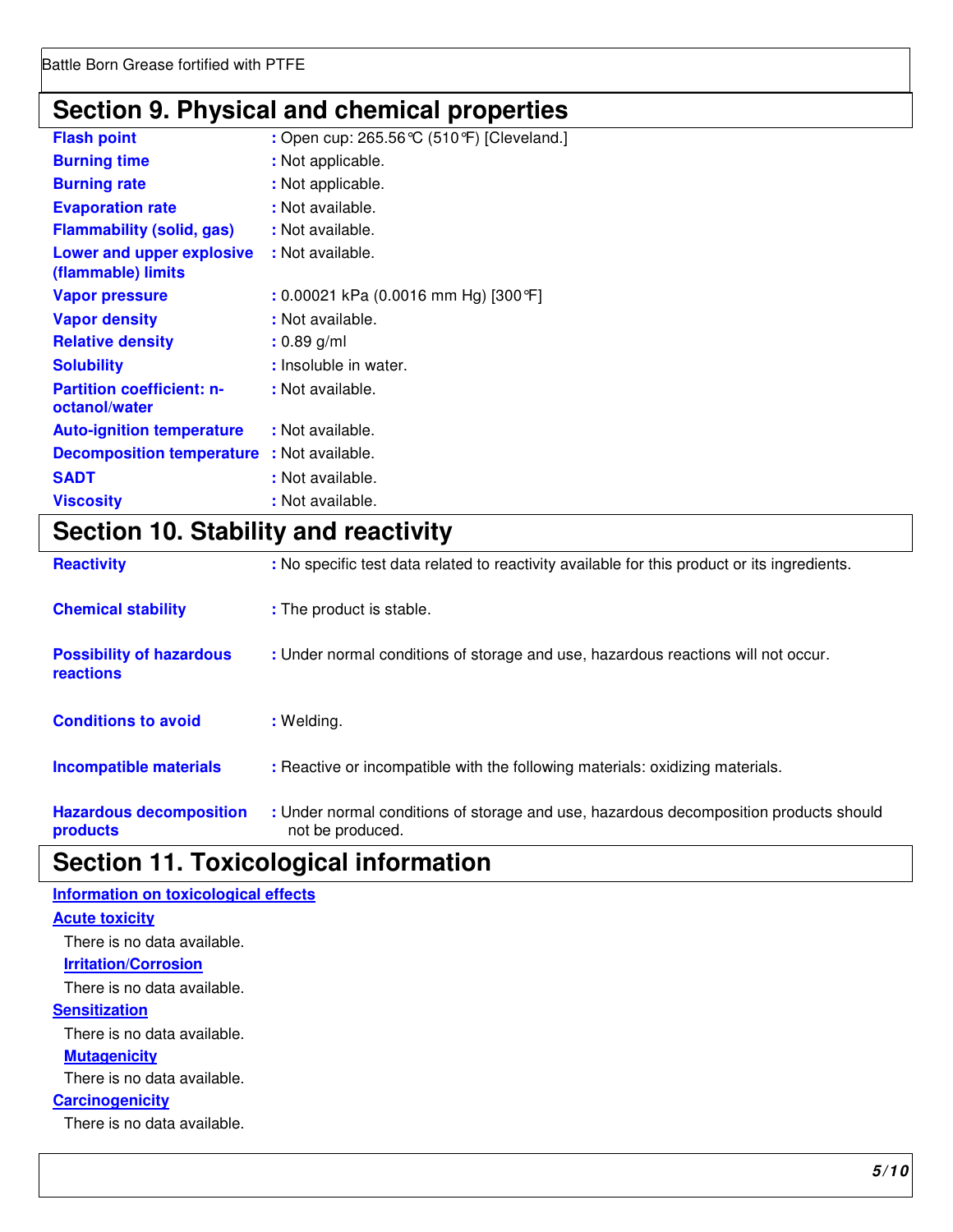## Section 9. Physical and chemical properties

| | |
|---|---|
| **Flash point** | : Open cup: 265.56°C (510°F) [Cleveland.] |
| **Burning time** | : Not applicable. |
| **Burning rate** | : Not applicable. |
| **Evaporation rate** | : Not available. |
| **Flammability (solid, gas)** | : Not available. |
| **Lower and upper explosive (flammable) limits** | : Not available. |
| **Vapor pressure** | : 0.00021 kPa (0.0016 mm Hg) [300°F] |
| **Vapor density** | : Not available. |
| **Relative density** | : 0.89 g/ml |
| **Solubility** | : Insoluble in water. |
| **Partition coefficient: n-octanol/water** | : Not available. |
| **Auto-ignition temperature** | : Not available. |
| **Decomposition temperature** | : Not available. |
| **SADT** | : Not available. |
| **Viscosity** | : Not available. |

## Section 10. Stability and reactivity

| | |
|---|---|
| **Reactivity** | : No specific test data related to reactivity available for this product or its ingredients. |
| **Chemical stability** | : The product is stable. |
| **Possibility of hazardous reactions** | : Under normal conditions of storage and use, hazardous reactions will not occur. |
| **Conditions to avoid** | : Welding. |
| **Incompatible materials** | : Reactive or incompatible with the following materials: oxidizing materials. |
| **Hazardous decomposition products** | : Under normal conditions of storage and use, hazardous decomposition products should not be produced. |

## Section 11. Toxicological information

### Information on toxicological effects

**Acute toxicity**

There is no data available.

**Irritation/Corrosion**

There is no data available.

**Sensitization**

There is no data available.

**Mutagenicity**

There is no data available.

**Carcinogenicity**

There is no data available.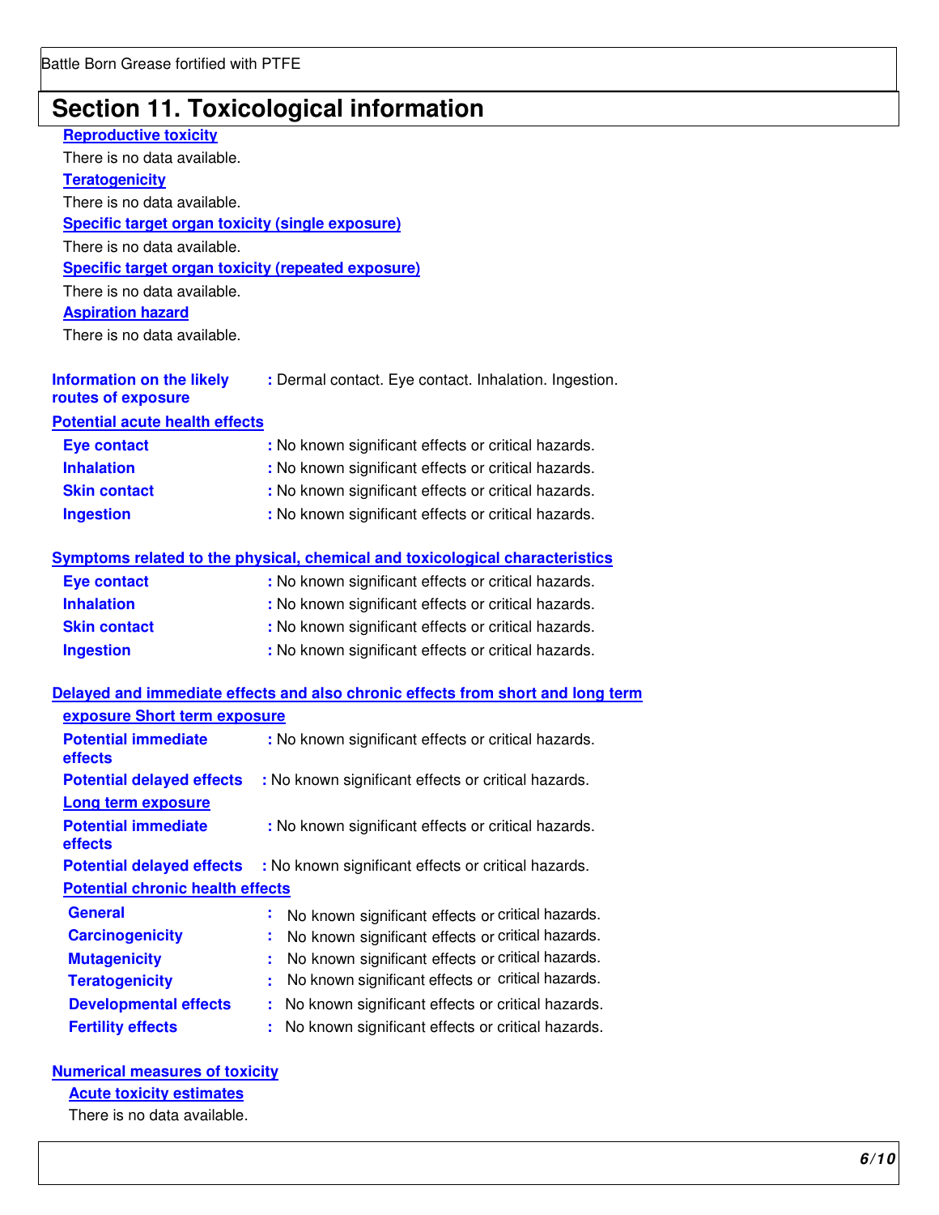## Section 11. Toxicological information

**Reproductive toxicity**

There is no data available.

**Teratogenicity**

There is no data available.

**Specific target organ toxicity (single exposure)**

There is no data available.

**Specific target organ toxicity (repeated exposure)**

There is no data available.

**Aspiration hazard**

There is no data available.

**Information on the likely routes of exposure** : Dermal contact. Eye contact. Inhalation. Ingestion.

**Potential acute health effects**

- **Eye contact** : No known significant effects or critical hazards.
- **Inhalation** : No known significant effects or critical hazards.
- **Skin contact** : No known significant effects or critical hazards.
- **Ingestion** : No known significant effects or critical hazards.

**Symptoms related to the physical, chemical and toxicological characteristics**

- **Eye contact** : No known significant effects or critical hazards.
- **Inhalation** : No known significant effects or critical hazards.
- **Skin contact** : No known significant effects or critical hazards.
- **Ingestion** : No known significant effects or critical hazards.

**Delayed and immediate effects and also chronic effects from short and long term exposure Short term exposure**

- **Potential immediate effects** : No known significant effects or critical hazards.
- **Potential delayed effects** : No known significant effects or critical hazards.

**Long term exposure**

- **Potential immediate effects** : No known significant effects or critical hazards.
- **Potential delayed effects** : No known significant effects or critical hazards.

**Potential chronic health effects**

- **General** : No known significant effects or critical hazards.
- **Carcinogenicity** : No known significant effects or critical hazards.
- **Mutagenicity** : No known significant effects or critical hazards.
- **Teratogenicity** : No known significant effects or critical hazards.
- **Developmental effects** : No known significant effects or critical hazards.
- **Fertility effects** : No known significant effects or critical hazards.

**Numerical measures of toxicity**

**Acute toxicity estimates**

There is no data available.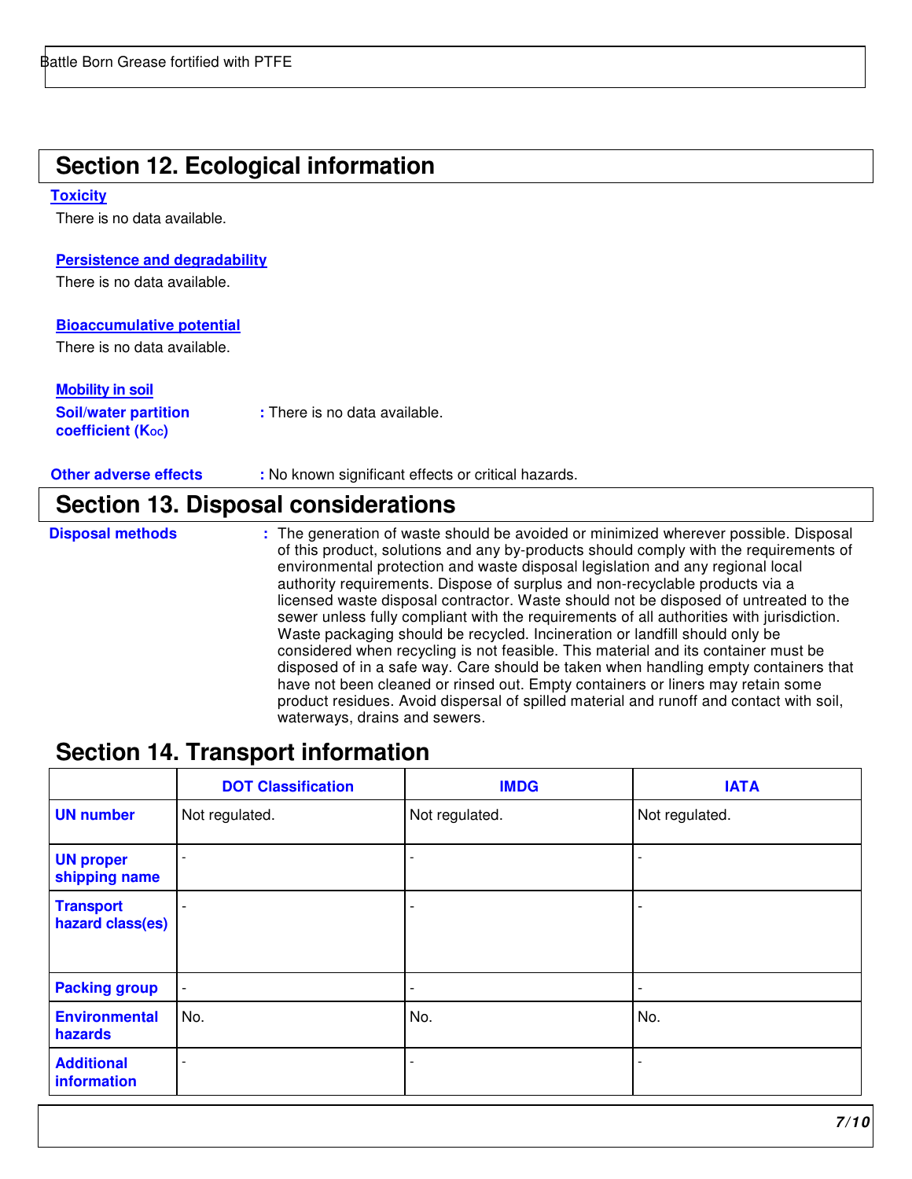## Section 12. Ecological information

### Toxicity

There is no data available.

### Persistence and degradability

There is no data available.

### Bioaccumulative potential

There is no data available.

### Mobility in soil

**Soil/water partition coefficient ($K_{OC}$)** : There is no data available.

**Other adverse effects** : No known significant effects or critical hazards.

## Section 13. Disposal considerations

**Disposal methods** : The generation of waste should be avoided or minimized wherever possible. Disposal of this product, solutions and any by-products should comply with the requirements of environmental protection and waste disposal legislation and any regional local authority requirements. Dispose of surplus and non-recyclable products via a licensed waste disposal contractor. Waste should not be disposed of untreated to the sewer unless fully compliant with the requirements of all authorities with jurisdiction. Waste packaging should be recycled. Incineration or landfill should only be considered when recycling is not feasible. This material and its container must be disposed of in a safe way. Care should be taken when handling empty containers that have not been cleaned or rinsed out. Empty containers or liners may retain some product residues. Avoid dispersal of spilled material and runoff and contact with soil, waterways, drains and sewers.

## Section 14. Transport information

| | DOT Classification | IMDG | IATA |
|---|---|---|---|
| **UN number** | Not regulated. | Not regulated. | Not regulated. |
| **UN proper shipping name** | - | - | - |
| **Transport hazard class(es)** | - | - | - |
| **Packing group** | - | - | - |
| **Environmental hazards** | No. | No. | No. |
| **Additional information** | - | - | - |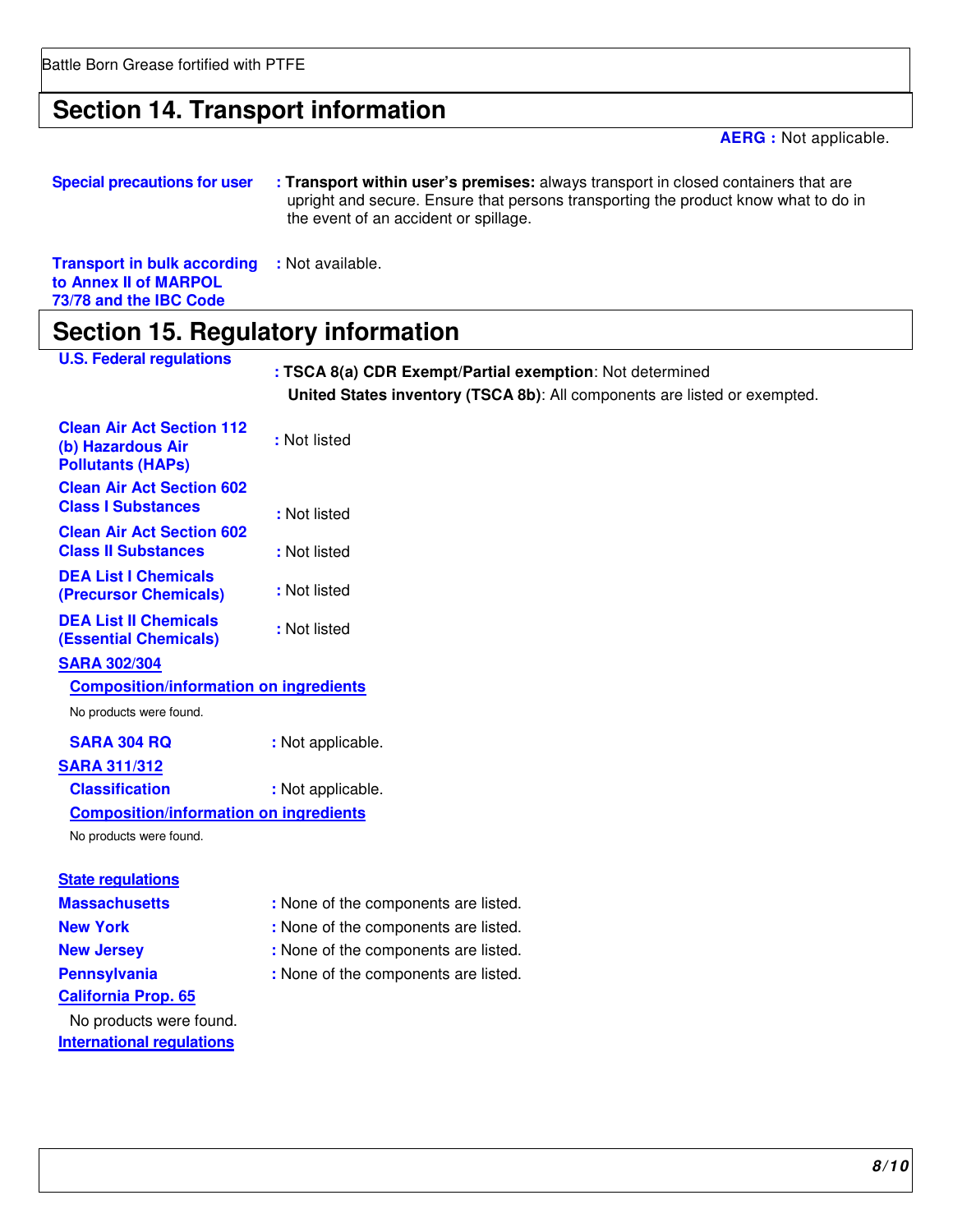## Section 14. Transport information

**AERG :** Not applicable.

**Special precautions for user** : **Transport within user's premises:** always transport in closed containers that are upright and secure. Ensure that persons transporting the product know what to do in the event of an accident or spillage.

**Transport in bulk according to Annex II of MARPOL 73/78 and the IBC Code** : Not available.

## Section 15. Regulatory information

**U.S. Federal regulations** : **TSCA 8(a) CDR Exempt/Partial exemption**: Not determined

**United States inventory (TSCA 8b)**: All components are listed or exempted.

**Clean Air Act Section 112 (b) Hazardous Air Pollutants (HAPs)** : Not listed

**Clean Air Act Section 602 Class I Substances** : Not listed

**Clean Air Act Section 602 Class II Substances** : Not listed

**DEA List I Chemicals (Precursor Chemicals)** : Not listed

**DEA List II Chemicals (Essential Chemicals)** : Not listed

**SARA 302/304**

**Composition/information on ingredients**

No products were found.

**SARA 304 RQ** : Not applicable.

**SARA 311/312**

**Classification** : Not applicable.

**Composition/information on ingredients**

No products were found.

**State regulations**

**Massachusetts** : None of the components are listed.

**New York** : None of the components are listed.

**New Jersey** : None of the components are listed.

**Pennsylvania** : None of the components are listed.

**California Prop. 65**

No products were found.

**International regulations**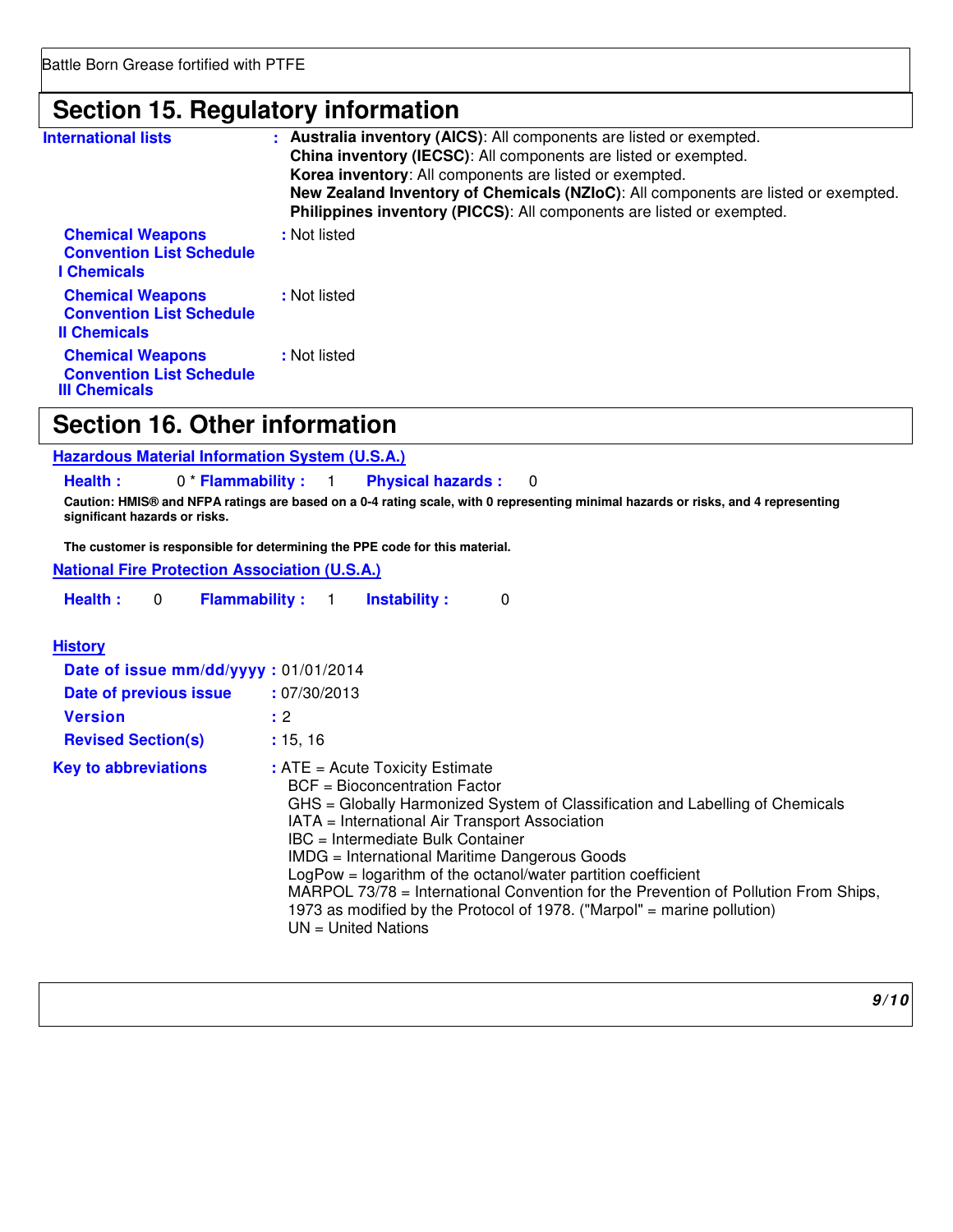## Section 15. Regulatory information

**International lists** : **Australia inventory (AICS)**: All components are listed or exempted.
**China inventory (IECSC)**: All components are listed or exempted.
**Korea inventory**: All components are listed or exempted.
**New Zealand Inventory of Chemicals (NZIoC)**: All components are listed or exempted.
**Philippines inventory (PICCS)**: All components are listed or exempted.

**Chemical Weapons Convention List Schedule I Chemicals** : Not listed

**Chemical Weapons Convention List Schedule II Chemicals** : Not listed

**Chemical Weapons Convention List Schedule III Chemicals** : Not listed

## Section 16. Other information

**Hazardous Material Information System (U.S.A.)**

**Health :** 0 * **Flammability :** 1 **Physical hazards :** 0

**Caution: HMIS® and NFPA ratings are based on a 0-4 rating scale, with 0 representing minimal hazards or risks, and 4 representing significant hazards or risks.**

**The customer is responsible for determining the PPE code for this material.**

**National Fire Protection Association (U.S.A.)**

**Health :** 0 **Flammability :** 1 **Instability :** 0

**History**

**Date of issue mm/dd/yyyy** : 01/01/2014

**Date of previous issue** : 07/30/2013

**Version** : 2

**Revised Section(s)** : 15, 16

**Key to abbreviations** : ATE = Acute Toxicity Estimate
BCF = Bioconcentration Factor
GHS = Globally Harmonized System of Classification and Labelling of Chemicals
IATA = International Air Transport Association
IBC = Intermediate Bulk Container
IMDG = International Maritime Dangerous Goods
LogPow = logarithm of the octanol/water partition coefficient
MARPOL 73/78 = International Convention for the Prevention of Pollution From Ships, 1973 as modified by the Protocol of 1978. ("Marpol" = marine pollution)
UN = United Nations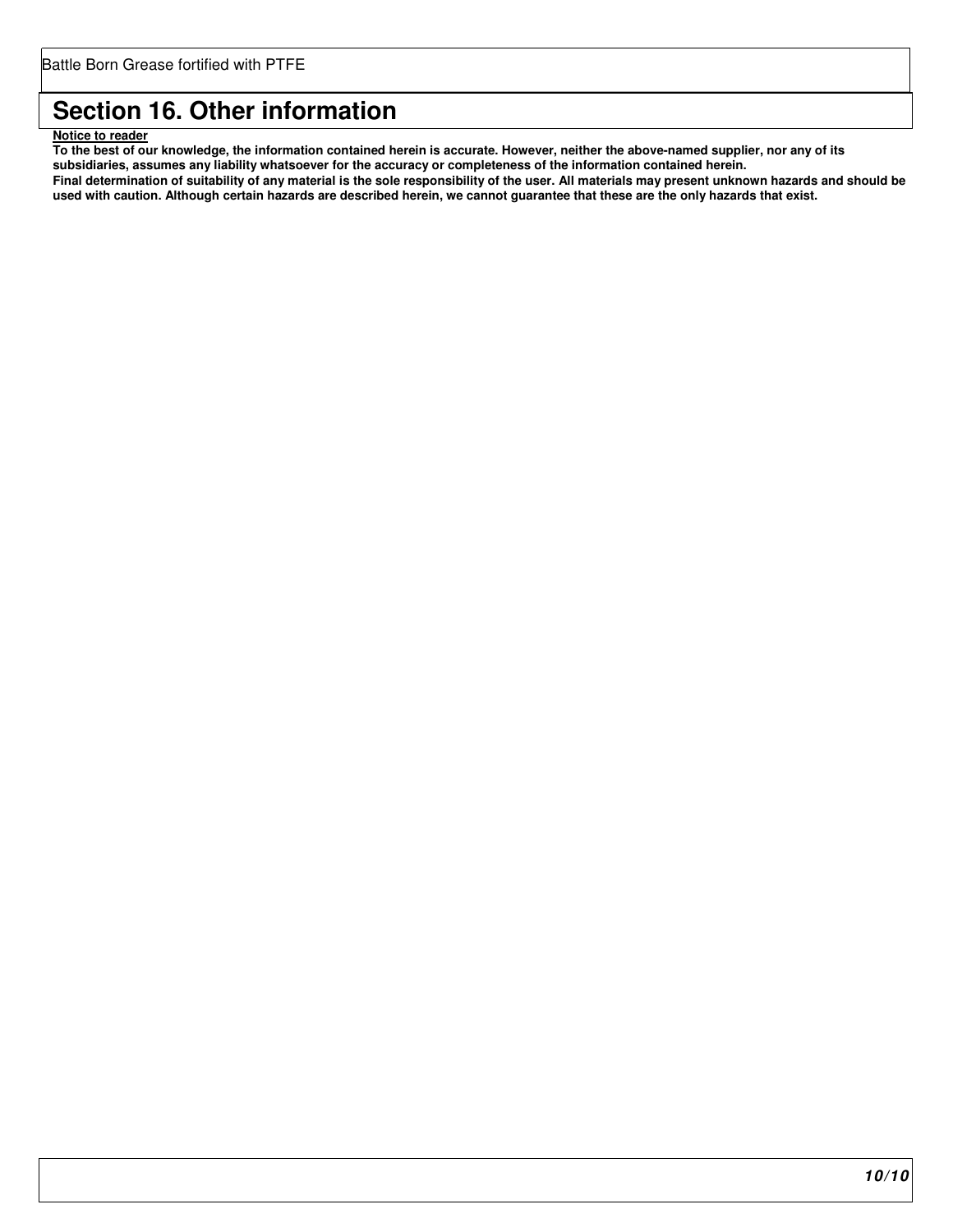## Section 16. Other information

**Notice to reader**

**To the best of our knowledge, the information contained herein is accurate. However, neither the above-named supplier, nor any of its subsidiaries, assumes any liability whatsoever for the accuracy or completeness of the information contained herein.**
**Final determination of suitability of any material is the sole responsibility of the user. All materials may present unknown hazards and should be used with caution. Although certain hazards are described herein, we cannot guarantee that these are the only hazards that exist.**